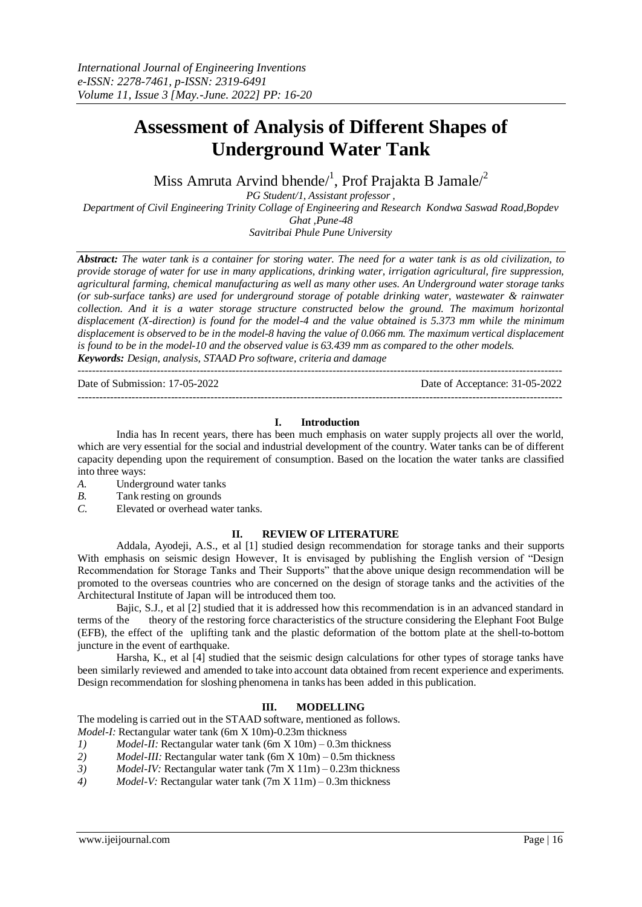# Assessment of Analysis of Different Shapes of Underground Water Tank

Miss Amruta Arvind bhende/[1], Prof Prajakta B Jamale/[2]

*PG Student/1, Assistant professor ,*
*Department of Civil Engineering Trinity Collage of Engineering and Research Kondwa Saswad Road,Bopdev Ghat ,Pune-48*
*Savitribai Phule Pune University*

***Abstract:*** *The water tank is a container for storing water. The need for a water tank is as old civilization, to provide storage of water for use in many applications, drinking water, irrigation agricultural, fire suppression, agricultural farming, chemical manufacturing as well as many other uses. An Underground water storage tanks (or sub-surface tanks) are used for underground storage of potable drinking water, wastewater & rainwater collection. And it is a water storage structure constructed below the ground. The maximum horizontal displacement (X-direction) is found for the model-4 and the value obtained is 5.373 mm while the minimum displacement is observed to be in the model-8 having the value of 0.066 mm. The maximum vertical displacement is found to be in the model-10 and the observed value is 63.439 mm as compared to the other models.*
***Keywords:*** *Design, analysis, STAAD Pro software, criteria and damage*

---

Date of Submission: 17-05-2022 Date of Acceptance: 31-05-2022

---

## I. Introduction

India has In recent years, there has been much emphasis on water supply projects all over the world, which are very essential for the social and industrial development of the country. Water tanks can be of different capacity depending upon the requirement of consumption. Based on the location the water tanks are classified into three ways:

*A.* Underground water tanks
*B.* Tank resting on grounds
*C.* Elevated or overhead water tanks.

## II. REVIEW OF LITERATURE

Addala, Ayodeji, A.S., et al [1] studied design recommendation for storage tanks and their supports With emphasis on seismic design However, It is envisaged by publishing the English version of "Design Recommendation for Storage Tanks and Their Supports" that the above unique design recommendation will be promoted to the overseas countries who are concerned on the design of storage tanks and the activities of the Architectural Institute of Japan will be introduced them too.

Bajic, S.J., et al [2] studied that it is addressed how this recommendation is in an advanced standard in terms of the theory of the restoring force characteristics of the structure considering the Elephant Foot Bulge (EFB), the effect of the uplifting tank and the plastic deformation of the bottom plate at the shell-to-bottom juncture in the event of earthquake.

Harsha, K., et al [4] studied that the seismic design calculations for other types of storage tanks have been similarly reviewed and amended to take into account data obtained from recent experience and experiments. Design recommendation for sloshing phenomena in tanks has been added in this publication.

## III. MODELLING

The modeling is carried out in the STAAD software, mentioned as follows.

*Model-I:* Rectangular water tank (6m X 10m)-0.23m thickness

1) *Model-II:* Rectangular water tank (6m X 10m) – 0.3m thickness
2) *Model-III:* Rectangular water tank (6m X 10m) – 0.5m thickness
3) *Model-IV:* Rectangular water tank (7m X 11m) – 0.23m thickness
4) *Model-V:* Rectangular water tank (7m X 11m) – 0.3m thickness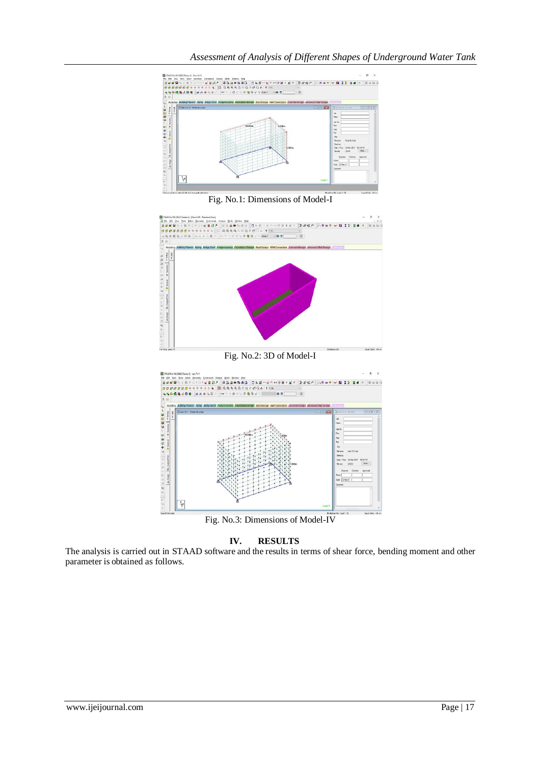Fig. No.1: Dimensions of Model-I

Fig. No.2: 3D of Model-I

Fig. No.3: Dimensions of Model-IV

## IV. RESULTS

The analysis is carried out in STAAD software and the results in terms of shear force, bending moment and other parameter is obtained as follows.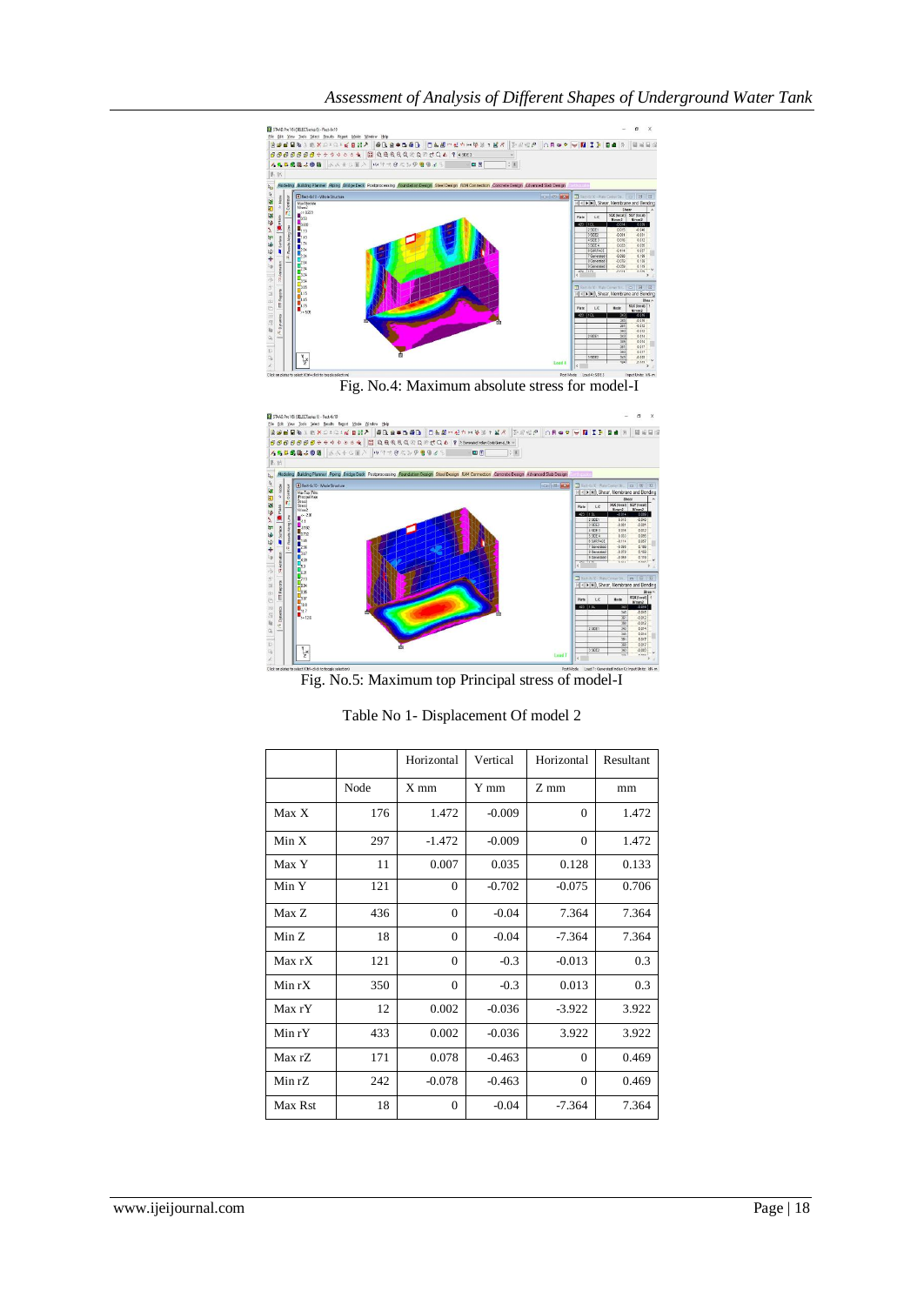Fig. No.4: Maximum absolute stress for model-I

Fig. No.5: Maximum top Principal stress of model-I

Table No 1- Displacement Of model 2

| | | Horizontal | Vertical | Horizontal | Resultant |
|---|---|---|---|---|---|
| | Node | X mm | Y mm | Z mm | mm |
| Max X | 176 | 1.472 | -0.009 | 0 | 1.472 |
| Min X | 297 | -1.472 | -0.009 | 0 | 1.472 |
| Max Y | 11 | 0.007 | 0.035 | 0.128 | 0.133 |
| Min Y | 121 | 0 | -0.702 | -0.075 | 0.706 |
| Max Z | 436 | 0 | -0.04 | 7.364 | 7.364 |
| Min Z | 18 | 0 | -0.04 | -7.364 | 7.364 |
| Max rX | 121 | 0 | -0.3 | -0.013 | 0.3 |
| Min rX | 350 | 0 | -0.3 | 0.013 | 0.3 |
| Max rY | 12 | 0.002 | -0.036 | -3.922 | 3.922 |
| Min rY | 433 | 0.002 | -0.036 | 3.922 | 3.922 |
| Max rZ | 171 | 0.078 | -0.463 | 0 | 0.469 |
| Min rZ | 242 | -0.078 | -0.463 | 0 | 0.469 |
| Max Rst | 18 | 0 | -0.04 | -7.364 | 7.364 |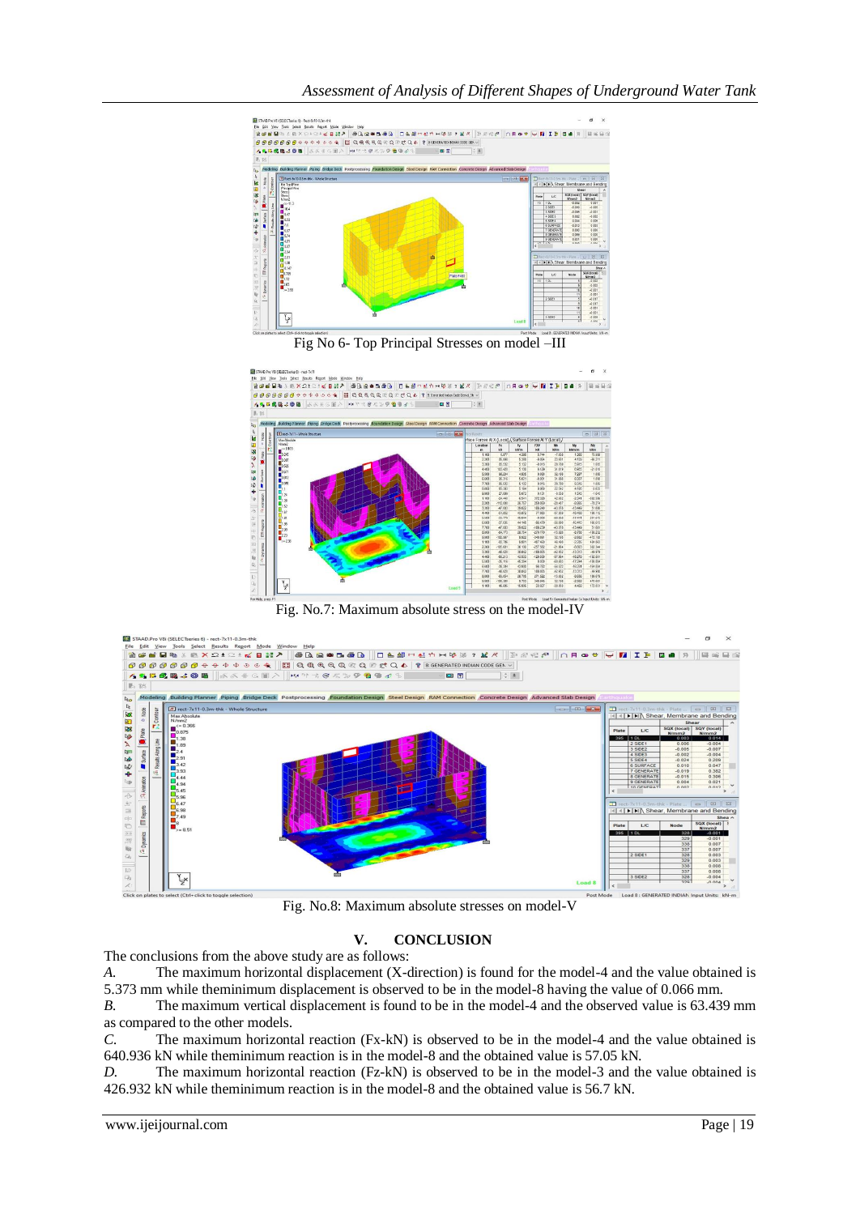Fig No 6- Top Principal Stresses on model –III

Fig. No.7: Maximum absolute stress on the model-IV

Fig. No.8: Maximum absolute stresses on model-V

## V. CONCLUSION

The conclusions from the above study are as follows:

*A.* The maximum horizontal displacement (X-direction) is found for the model-4 and the value obtained is 5.373 mm while theminimum displacement is observed to be in the model-8 having the value of 0.066 mm.

*B.* The maximum vertical displacement is found to be in the model-4 and the observed value is 63.439 mm as compared to the other models.

*C.* The maximum horizontal reaction (Fx-kN) is observed to be in the model-4 and the value obtained is 640.936 kN while theminimum reaction is in the model-8 and the obtained value is 57.05 kN.

*D.* The maximum horizontal reaction (Fz-kN) is observed to be in the model-3 and the value obtained is 426.932 kN while theminimum reaction is in the model-8 and the obtained value is 56.7 kN.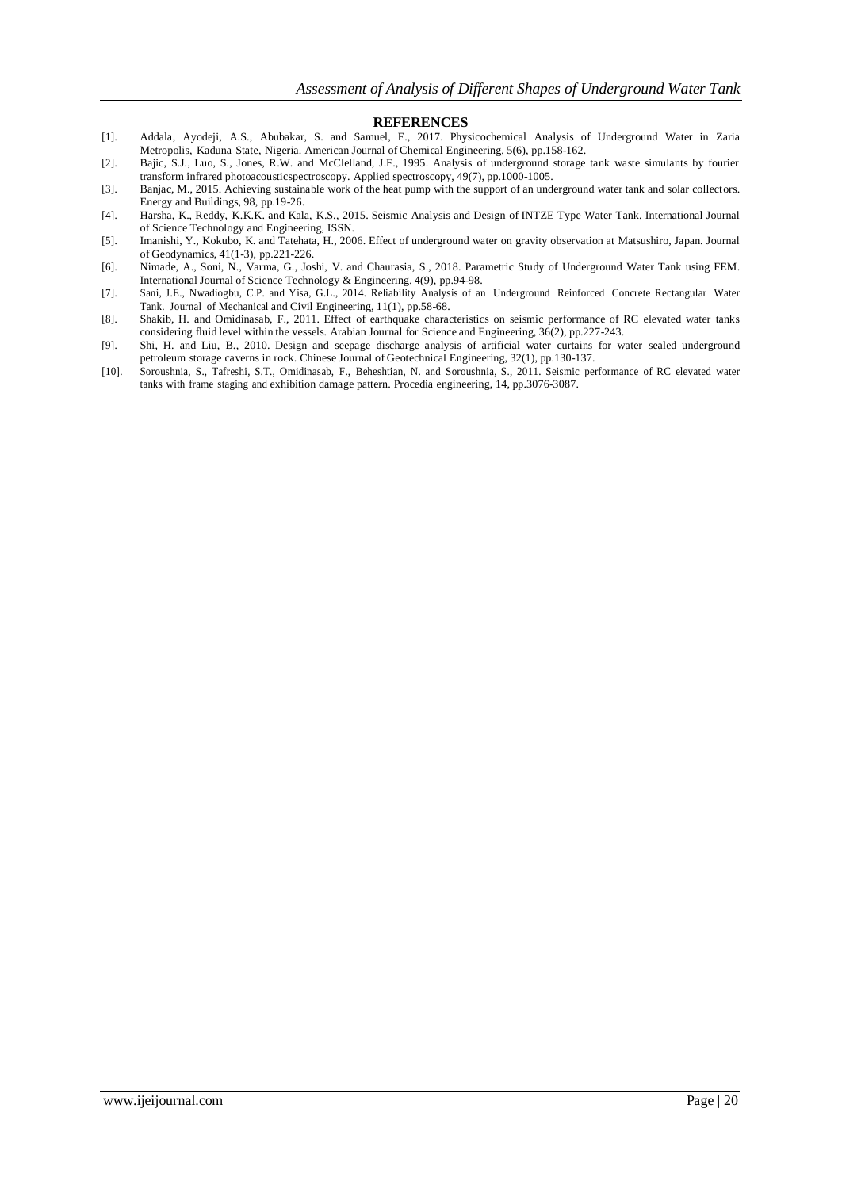## REFERENCES

[1]. Addala, Ayodeji, A.S., Abubakar, S. and Samuel, E., 2017. Physicochemical Analysis of Underground Water in Zaria Metropolis, Kaduna State, Nigeria. American Journal of Chemical Engineering, 5(6), pp.158-162.

[2]. Bajic, S.J., Luo, S., Jones, R.W. and McClelland, J.F., 1995. Analysis of underground storage tank waste simulants by fourier transform infrared photoacousticspectroscopy. Applied spectroscopy, 49(7), pp.1000-1005.

[3]. Banjac, M., 2015. Achieving sustainable work of the heat pump with the support of an underground water tank and solar collectors. Energy and Buildings, 98, pp.19-26.

[4]. Harsha, K., Reddy, K.K.K. and Kala, K.S., 2015. Seismic Analysis and Design of INTZE Type Water Tank. International Journal of Science Technology and Engineering, ISSN.

[5]. Imanishi, Y., Kokubo, K. and Tatehata, H., 2006. Effect of underground water on gravity observation at Matsushiro, Japan. Journal of Geodynamics, 41(1-3), pp.221-226.

[6]. Nimade, A., Soni, N., Varma, G., Joshi, V. and Chaurasia, S., 2018. Parametric Study of Underground Water Tank using FEM. International Journal of Science Technology & Engineering, 4(9), pp.94-98.

[7]. Sani, J.E., Nwadiogbu, C.P. and Yisa, G.L., 2014. Reliability Analysis of an Underground Reinforced Concrete Rectangular Water Tank. Journal of Mechanical and Civil Engineering, 11(1), pp.58-68.

[8]. Shakib, H. and Omidinasab, F., 2011. Effect of earthquake characteristics on seismic performance of RC elevated water tanks considering fluid level within the vessels. Arabian Journal for Science and Engineering, 36(2), pp.227-243.

[9]. Shi, H. and Liu, B., 2010. Design and seepage discharge analysis of artificial water curtains for water sealed underground petroleum storage caverns in rock. Chinese Journal of Geotechnical Engineering, 32(1), pp.130-137.

[10]. Soroushnia, S., Tafreshi, S.T., Omidinasab, F., Beheshtian, N. and Soroushnia, S., 2011. Seismic performance of RC elevated water tanks with frame staging and exhibition damage pattern. Procedia engineering, 14, pp.3076-3087.